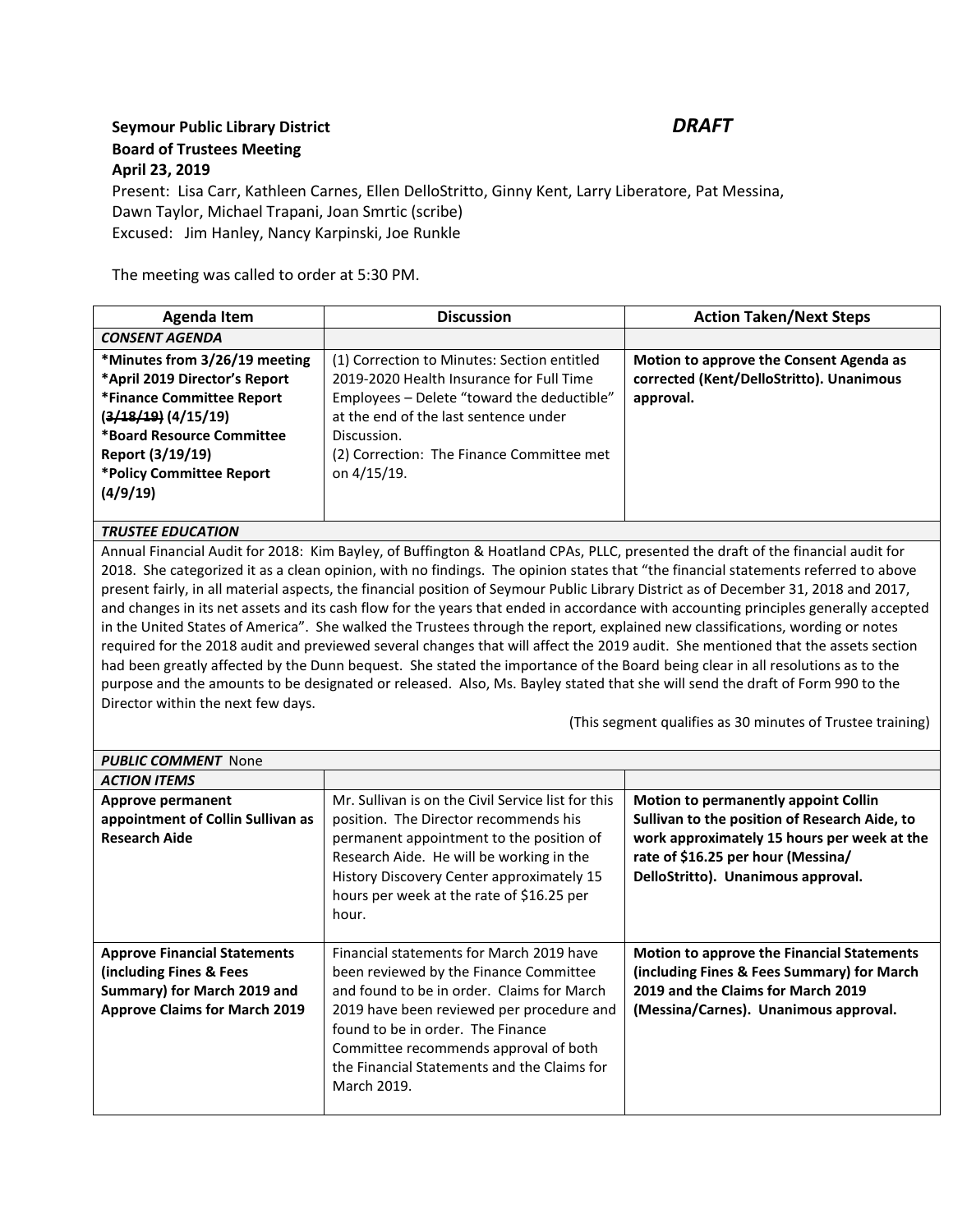**Seymour Public Library District** ***DRAFT***
**Board of Trustees Meeting**
**April 23, 2019**

Present: Lisa Carr, Kathleen Carnes, Ellen DelloStritto, Ginny Kent, Larry Liberatore, Pat Messina, Dawn Taylor, Michael Trapani, Joan Smrtic (scribe)
Excused: Jim Hanley, Nancy Karpinski, Joe Runkle

The meeting was called to order at 5:30 PM.

| Agenda Item | Discussion | Action Taken/Next Steps |
|---|---|---|
| ***CONSENT AGENDA*** | | |
| **\*Minutes from 3/26/19 meeting**<br>**\*April 2019 Director's Report**<br>**\*Finance Committee Report ~~(3/18/19)~~ (4/15/19)**<br>**\*Board Resource Committee Report (3/19/19)**<br>**\*Policy Committee Report (4/9/19)** | (1) Correction to Minutes: Section entitled 2019-2020 Health Insurance for Full Time Employees – Delete "toward the deductible" at the end of the last sentence under Discussion.<br>(2) Correction: The Finance Committee met on 4/15/19. | **Motion to approve the Consent Agenda as corrected (Kent/DelloStritto). Unanimous approval.** |

***TRUSTEE EDUCATION***

Annual Financial Audit for 2018: Kim Bayley, of Buffington & Hoatland CPAs, PLLC, presented the draft of the financial audit for 2018. She categorized it as a clean opinion, with no findings. The opinion states that "the financial statements referred to above present fairly, in all material aspects, the financial position of Seymour Public Library District as of December 31, 2018 and 2017, and changes in its net assets and its cash flow for the years that ended in accordance with accounting principles generally accepted in the United States of America". She walked the Trustees through the report, explained new classifications, wording or notes required for the 2018 audit and previewed several changes that will affect the 2019 audit. She mentioned that the assets section had been greatly affected by the Dunn bequest. She stated the importance of the Board being clear in all resolutions as to the purpose and the amounts to be designated or released. Also, Ms. Bayley stated that she will send the draft of Form 990 to the Director within the next few days.

(This segment qualifies as 30 minutes of Trustee training)

***PUBLIC COMMENT*** None

| Agenda Item | Discussion | Action Taken/Next Steps |
|---|---|---|
| ***ACTION ITEMS*** | | |
| **Approve permanent appointment of Collin Sullivan as Research Aide** | Mr. Sullivan is on the Civil Service list for this position. The Director recommends his permanent appointment to the position of Research Aide. He will be working in the History Discovery Center approximately 15 hours per week at the rate of $16.25 per hour. | **Motion to permanently appoint Collin Sullivan to the position of Research Aide, to work approximately 15 hours per week at the rate of $16.25 per hour (Messina/ DelloStritto). Unanimous approval.** |
| **Approve Financial Statements (including Fines & Fees Summary) for March 2019 and Approve Claims for March 2019** | Financial statements for March 2019 have been reviewed by the Finance Committee and found to be in order. Claims for March 2019 have been reviewed per procedure and found to be in order. The Finance Committee recommends approval of both the Financial Statements and the Claims for March 2019. | **Motion to approve the Financial Statements (including Fines & Fees Summary) for March 2019 and the Claims for March 2019 (Messina/Carnes). Unanimous approval.** |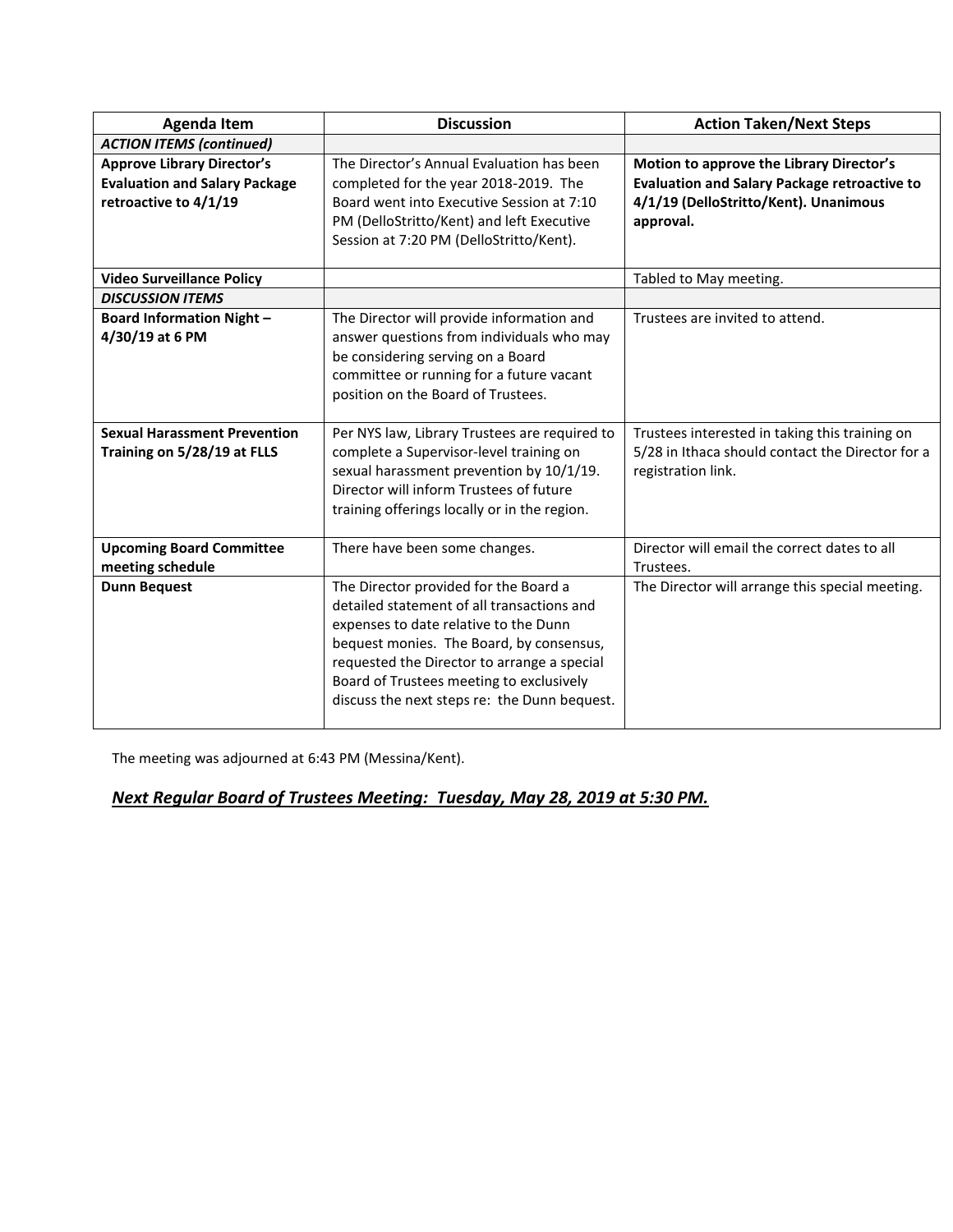| Agenda Item | Discussion | Action Taken/Next Steps |
|---|---|---|
| ***ACTION ITEMS (continued)*** | | |
| **Approve Library Director's Evaluation and Salary Package retroactive to 4/1/19** | The Director's Annual Evaluation has been completed for the year 2018-2019. The Board went into Executive Session at 7:10 PM (DelloStritto/Kent) and left Executive Session at 7:20 PM (DelloStritto/Kent). | **Motion to approve the Library Director's Evaluation and Salary Package retroactive to 4/1/19 (DelloStritto/Kent). Unanimous approval.** |
| **Video Surveillance Policy** | | Tabled to May meeting. |
| ***DISCUSSION ITEMS*** | | |
| **Board Information Night – 4/30/19 at 6 PM** | The Director will provide information and answer questions from individuals who may be considering serving on a Board committee or running for a future vacant position on the Board of Trustees. | Trustees are invited to attend. |
| **Sexual Harassment Prevention Training on 5/28/19 at FLLS** | Per NYS law, Library Trustees are required to complete a Supervisor-level training on sexual harassment prevention by 10/1/19. Director will inform Trustees of future training offerings locally or in the region. | Trustees interested in taking this training on 5/28 in Ithaca should contact the Director for a registration link. |
| **Upcoming Board Committee meeting schedule** | There have been some changes. | Director will email the correct dates to all Trustees. |
| **Dunn Bequest** | The Director provided for the Board a detailed statement of all transactions and expenses to date relative to the Dunn bequest monies. The Board, by consensus, requested the Director to arrange a special Board of Trustees meeting to exclusively discuss the next steps re: the Dunn bequest. | The Director will arrange this special meeting. |

The meeting was adjourned at 6:43 PM (Messina/Kent).

***<u>Next Regular Board of Trustees Meeting: Tuesday, May 28, 2019 at 5:30 PM.</u>***